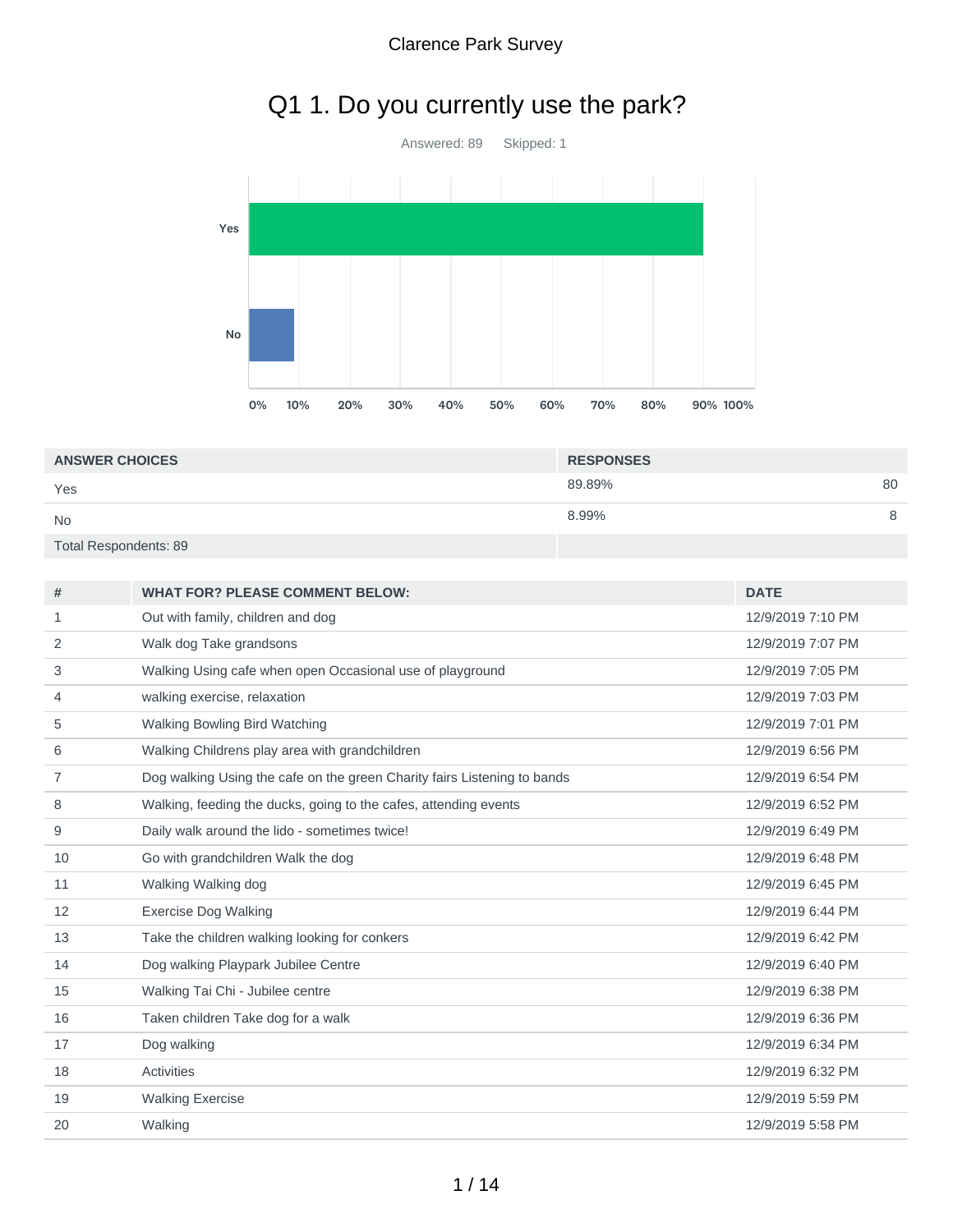Clarence Park Survey

# Q1 1. Do you currently use the park?

Answered: 89 Skipped: 1

| ANSWER CHOICES | RESPONSES | |
|---|---|---|
| Yes | 89.89% | 80 |
| No | 8.99% | 8 |
| Total Respondents: 89 | | |

| # | WHAT FOR? PLEASE COMMENT BELOW: | DATE |
|---|---|---|
| 1 | Out with family, children and dog | 12/9/2019 7:10 PM |
| 2 | Walk dog Take grandsons | 12/9/2019 7:07 PM |
| 3 | Walking Using cafe when open Occasional use of playground | 12/9/2019 7:05 PM |
| 4 | walking exercise, relaxation | 12/9/2019 7:03 PM |
| 5 | Walking Bowling Bird Watching | 12/9/2019 7:01 PM |
| 6 | Walking Childrens play area with grandchildren | 12/9/2019 6:56 PM |
| 7 | Dog walking Using the cafe on the green Charity fairs Listening to bands | 12/9/2019 6:54 PM |
| 8 | Walking, feeding the ducks, going to the cafes, attending events | 12/9/2019 6:52 PM |
| 9 | Daily walk around the lido - sometimes twice! | 12/9/2019 6:49 PM |
| 10 | Go with grandchildren Walk the dog | 12/9/2019 6:48 PM |
| 11 | Walking Walking dog | 12/9/2019 6:45 PM |
| 12 | Exercise Dog Walking | 12/9/2019 6:44 PM |
| 13 | Take the children walking looking for conkers | 12/9/2019 6:42 PM |
| 14 | Dog walking Playpark Jubilee Centre | 12/9/2019 6:40 PM |
| 15 | Walking Tai Chi - Jubilee centre | 12/9/2019 6:38 PM |
| 16 | Taken children Take dog for a walk | 12/9/2019 6:36 PM |
| 17 | Dog walking | 12/9/2019 6:34 PM |
| 18 | Activities | 12/9/2019 6:32 PM |
| 19 | Walking Exercise | 12/9/2019 5:59 PM |
| 20 | Walking | 12/9/2019 5:58 PM |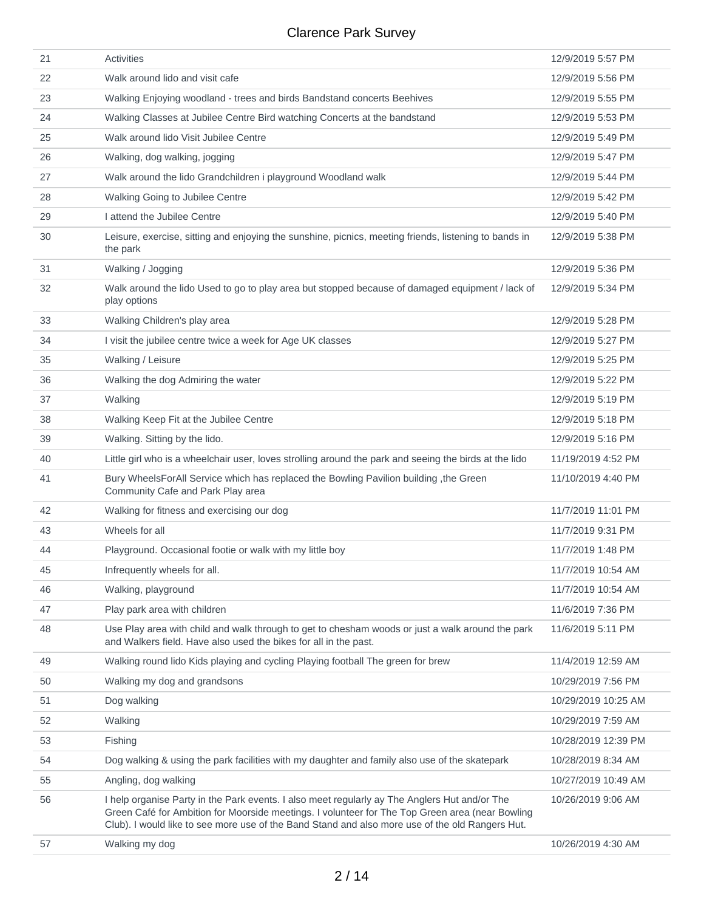| | | |
|---|---|---|
| 21 | Activities | 12/9/2019 5:57 PM |
| 22 | Walk around lido and visit cafe | 12/9/2019 5:56 PM |
| 23 | Walking Enjoying woodland - trees and birds Bandstand concerts Beehives | 12/9/2019 5:55 PM |
| 24 | Walking Classes at Jubilee Centre Bird watching Concerts at the bandstand | 12/9/2019 5:53 PM |
| 25 | Walk around lido Visit Jubilee Centre | 12/9/2019 5:49 PM |
| 26 | Walking, dog walking, jogging | 12/9/2019 5:47 PM |
| 27 | Walk around the lido Grandchildren i playground Woodland walk | 12/9/2019 5:44 PM |
| 28 | Walking Going to Jubilee Centre | 12/9/2019 5:42 PM |
| 29 | I attend the Jubilee Centre | 12/9/2019 5:40 PM |
| 30 | Leisure, exercise, sitting and enjoying the sunshine, picnics, meeting friends, listening to bands in the park | 12/9/2019 5:38 PM |
| 31 | Walking / Jogging | 12/9/2019 5:36 PM |
| 32 | Walk around the lido Used to go to play area but stopped because of damaged equipment / lack of play options | 12/9/2019 5:34 PM |
| 33 | Walking Children's play area | 12/9/2019 5:28 PM |
| 34 | I visit the jubilee centre twice a week for Age UK classes | 12/9/2019 5:27 PM |
| 35 | Walking / Leisure | 12/9/2019 5:25 PM |
| 36 | Walking the dog Admiring the water | 12/9/2019 5:22 PM |
| 37 | Walking | 12/9/2019 5:19 PM |
| 38 | Walking Keep Fit at the Jubilee Centre | 12/9/2019 5:18 PM |
| 39 | Walking. Sitting by the lido. | 12/9/2019 5:16 PM |
| 40 | Little girl who is a wheelchair user, loves strolling around the park and seeing the birds at the lido | 11/19/2019 4:52 PM |
| 41 | Bury WheelsForAll Service which has replaced the Bowling Pavilion building ,the Green Community Cafe and Park Play area | 11/10/2019 4:40 PM |
| 42 | Walking for fitness and exercising our dog | 11/7/2019 11:01 PM |
| 43 | Wheels for all | 11/7/2019 9:31 PM |
| 44 | Playground. Occasional footie or walk with my little boy | 11/7/2019 1:48 PM |
| 45 | Infrequently wheels for all. | 11/7/2019 10:54 AM |
| 46 | Walking, playground | 11/7/2019 10:54 AM |
| 47 | Play park area with children | 11/6/2019 7:36 PM |
| 48 | Use Play area with child and walk through to get to chesham woods or just a walk around the park and Walkers field. Have also used the bikes for all in the past. | 11/6/2019 5:11 PM |
| 49 | Walking round lido Kids playing and cycling Playing football The green for brew | 11/4/2019 12:59 AM |
| 50 | Walking my dog and grandsons | 10/29/2019 7:56 PM |
| 51 | Dog walking | 10/29/2019 10:25 AM |
| 52 | Walking | 10/29/2019 7:59 AM |
| 53 | Fishing | 10/28/2019 12:39 PM |
| 54 | Dog walking & using the park facilities with my daughter and family also use of the skatepark | 10/28/2019 8:34 AM |
| 55 | Angling, dog walking | 10/27/2019 10:49 AM |
| 56 | I help organise Party in the Park events. I also meet regularly ay The Anglers Hut and/or The Green Café for Ambition for Moorside meetings. I volunteer for The Top Green area (near Bowling Club). I would like to see more use of the Band Stand and also more use of the old Rangers Hut. | 10/26/2019 9:06 AM |
| 57 | Walking my dog | 10/26/2019 4:30 AM |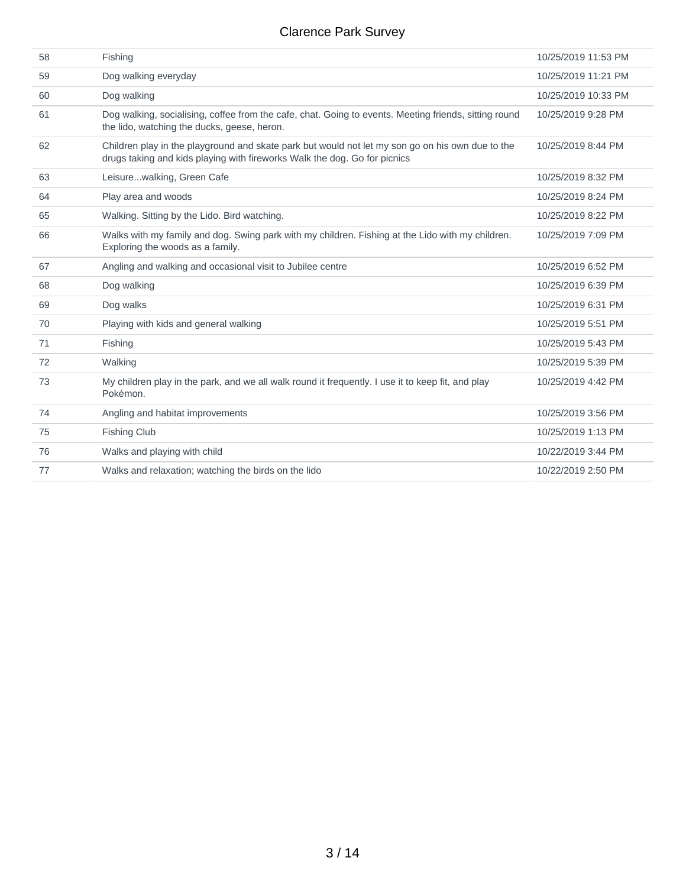| | | |
|---|---|---|
| 58 | Fishing | 10/25/2019 11:53 PM |
| 59 | Dog walking everyday | 10/25/2019 11:21 PM |
| 60 | Dog walking | 10/25/2019 10:33 PM |
| 61 | Dog walking, socialising, coffee from the cafe, chat. Going to events. Meeting friends, sitting round the lido, watching the ducks, geese, heron. | 10/25/2019 9:28 PM |
| 62 | Children play in the playground and skate park but would not let my son go on his own due to the drugs taking and kids playing with fireworks Walk the dog. Go for picnics | 10/25/2019 8:44 PM |
| 63 | Leisure...walking, Green Cafe | 10/25/2019 8:32 PM |
| 64 | Play area and woods | 10/25/2019 8:24 PM |
| 65 | Walking. Sitting by the Lido. Bird watching. | 10/25/2019 8:22 PM |
| 66 | Walks with my family and dog. Swing park with my children. Fishing at the Lido with my children. Exploring the woods as a family. | 10/25/2019 7:09 PM |
| 67 | Angling and walking and occasional visit to Jubilee centre | 10/25/2019 6:52 PM |
| 68 | Dog walking | 10/25/2019 6:39 PM |
| 69 | Dog walks | 10/25/2019 6:31 PM |
| 70 | Playing with kids and general walking | 10/25/2019 5:51 PM |
| 71 | Fishing | 10/25/2019 5:43 PM |
| 72 | Walking | 10/25/2019 5:39 PM |
| 73 | My children play in the park, and we all walk round it frequently. I use it to keep fit, and play Pokémon. | 10/25/2019 4:42 PM |
| 74 | Angling and habitat improvements | 10/25/2019 3:56 PM |
| 75 | Fishing Club | 10/25/2019 1:13 PM |
| 76 | Walks and playing with child | 10/22/2019 3:44 PM |
| 77 | Walks and relaxation; watching the birds on the lido | 10/22/2019 2:50 PM |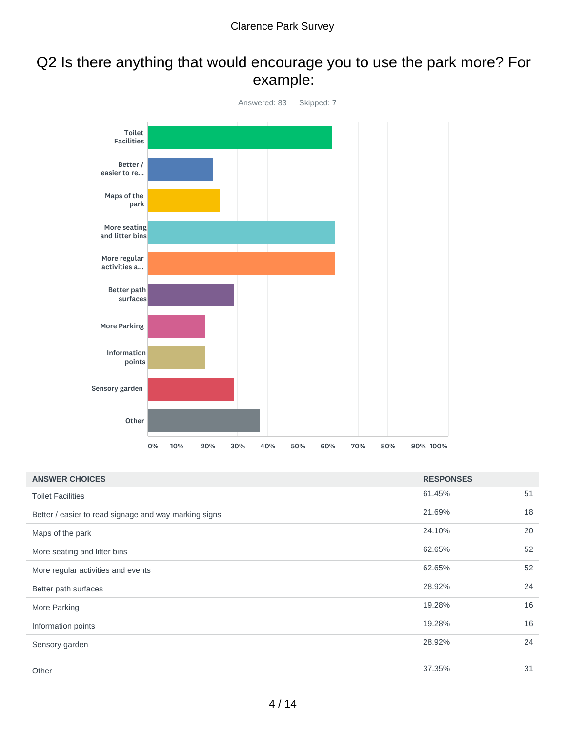# Q2 Is there anything that would encourage you to use the park more? For example:

Answered: 83 Skipped: 7

| ANSWER CHOICES | RESPONSES | |
|---|---|---|
| Toilet Facilities | 61.45% | 51 |
| Better / easier to read signage and way marking signs | 21.69% | 18 |
| Maps of the park | 24.10% | 20 |
| More seating and litter bins | 62.65% | 52 |
| More regular activities and events | 62.65% | 52 |
| Better path surfaces | 28.92% | 24 |
| More Parking | 19.28% | 16 |
| Information points | 19.28% | 16 |
| Sensory garden | 28.92% | 24 |
| Other | 37.35% | 31 |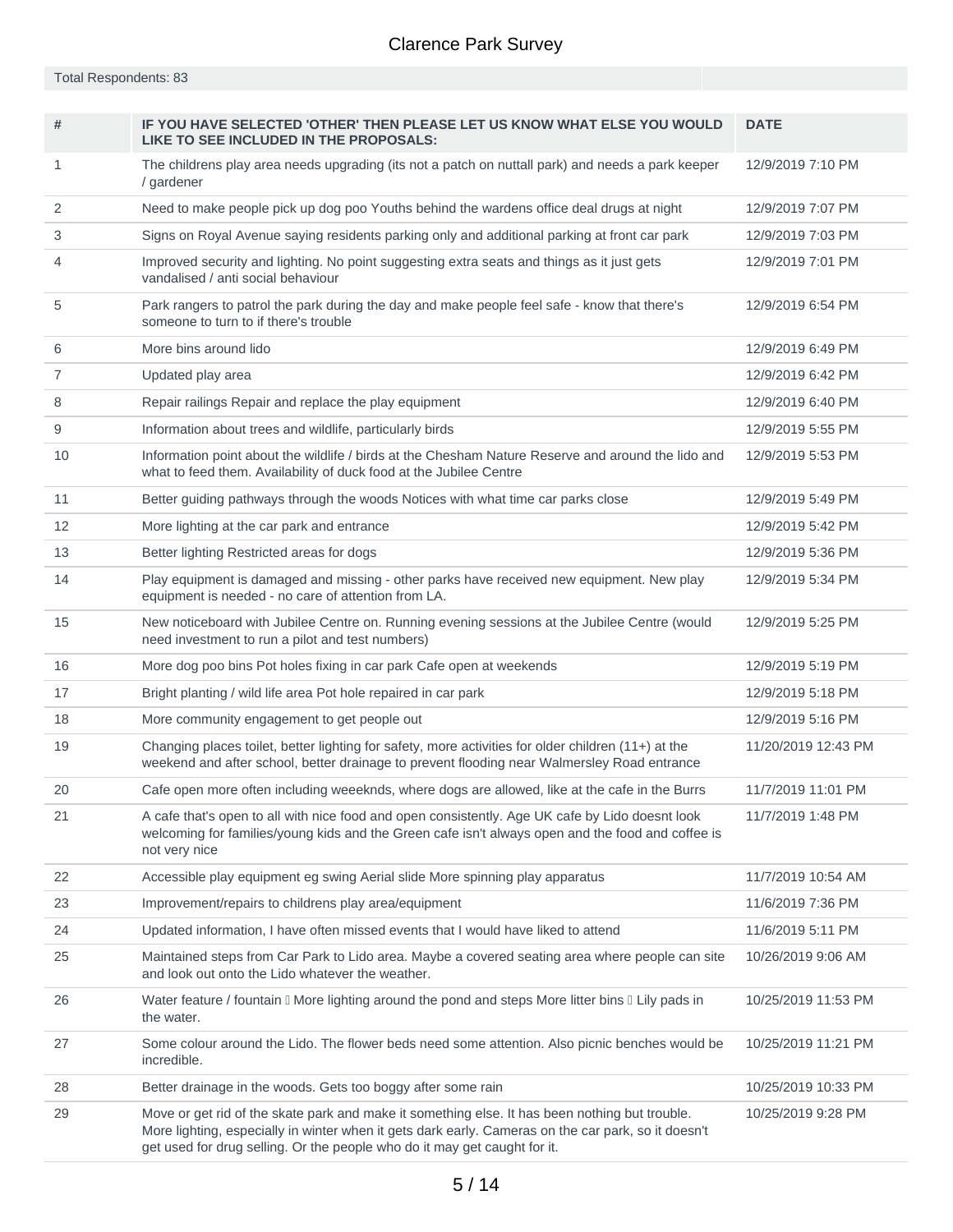# Clarence Park Survey

Total Respondents: 83

| # | IF YOU HAVE SELECTED 'OTHER' THEN PLEASE LET US KNOW WHAT ELSE YOU WOULD LIKE TO SEE INCLUDED IN THE PROPOSALS: | DATE |
|---|---|---|
| 1 | The childrens play area needs upgrading (its not a patch on nuttall park) and needs a park keeper / gardener | 12/9/2019 7:10 PM |
| 2 | Need to make people pick up dog poo Youths behind the wardens office deal drugs at night | 12/9/2019 7:07 PM |
| 3 | Signs on Royal Avenue saying residents parking only and additional parking at front car park | 12/9/2019 7:03 PM |
| 4 | Improved security and lighting. No point suggesting extra seats and things as it just gets vandalised / anti social behaviour | 12/9/2019 7:01 PM |
| 5 | Park rangers to patrol the park during the day and make people feel safe - know that there's someone to turn to if there's trouble | 12/9/2019 6:54 PM |
| 6 | More bins around lido | 12/9/2019 6:49 PM |
| 7 | Updated play area | 12/9/2019 6:42 PM |
| 8 | Repair railings Repair and replace the play equipment | 12/9/2019 6:40 PM |
| 9 | Information about trees and wildlife, particularly birds | 12/9/2019 5:55 PM |
| 10 | Information point about the wildlife / birds at the Chesham Nature Reserve and around the lido and what to feed them. Availability of duck food at the Jubilee Centre | 12/9/2019 5:53 PM |
| 11 | Better guiding pathways through the woods Notices with what time car parks close | 12/9/2019 5:49 PM |
| 12 | More lighting at the car park and entrance | 12/9/2019 5:42 PM |
| 13 | Better lighting Restricted areas for dogs | 12/9/2019 5:36 PM |
| 14 | Play equipment is damaged and missing - other parks have received new equipment. New play equipment is needed - no care of attention from LA. | 12/9/2019 5:34 PM |
| 15 | New noticeboard with Jubilee Centre on. Running evening sessions at the Jubilee Centre (would need investment to run a pilot and test numbers) | 12/9/2019 5:25 PM |
| 16 | More dog poo bins Pot holes fixing in car park Cafe open at weekends | 12/9/2019 5:19 PM |
| 17 | Bright planting / wild life area Pot hole repaired in car park | 12/9/2019 5:18 PM |
| 18 | More community engagement to get people out | 12/9/2019 5:16 PM |
| 19 | Changing places toilet, better lighting for safety, more activities for older children (11+) at the weekend and after school, better drainage to prevent flooding near Walmersley Road entrance | 11/20/2019 12:43 PM |
| 20 | Cafe open more often including weeeknds, where dogs are allowed, like at the cafe in the Burrs | 11/7/2019 11:01 PM |
| 21 | A cafe that's open to all with nice food and open consistently. Age UK cafe by Lido doesnt look welcoming for families/young kids and the Green cafe isn't always open and the food and coffee is not very nice | 11/7/2019 1:48 PM |
| 22 | Accessible play equipment eg swing Aerial slide More spinning play apparatus | 11/7/2019 10:54 AM |
| 23 | Improvement/repairs to childrens play area/equipment | 11/6/2019 7:36 PM |
| 24 | Updated information, I have often missed events that I would have liked to attend | 11/6/2019 5:11 PM |
| 25 | Maintained steps from Car Park to Lido area. Maybe a covered seating area where people can site and look out onto the Lido whatever the weather. | 10/26/2019 9:06 AM |
| 26 | Water feature / fountain  More lighting around the pond and steps More litter bins  Lily pads in the water. | 10/25/2019 11:53 PM |
| 27 | Some colour around the Lido. The flower beds need some attention. Also picnic benches would be incredible. | 10/25/2019 11:21 PM |
| 28 | Better drainage in the woods. Gets too boggy after some rain | 10/25/2019 10:33 PM |
| 29 | Move or get rid of the skate park and make it something else. It has been nothing but trouble. More lighting, especially in winter when it gets dark early. Cameras on the car park, so it doesn't get used for drug selling. Or the people who do it may get caught for it. | 10/25/2019 9:28 PM |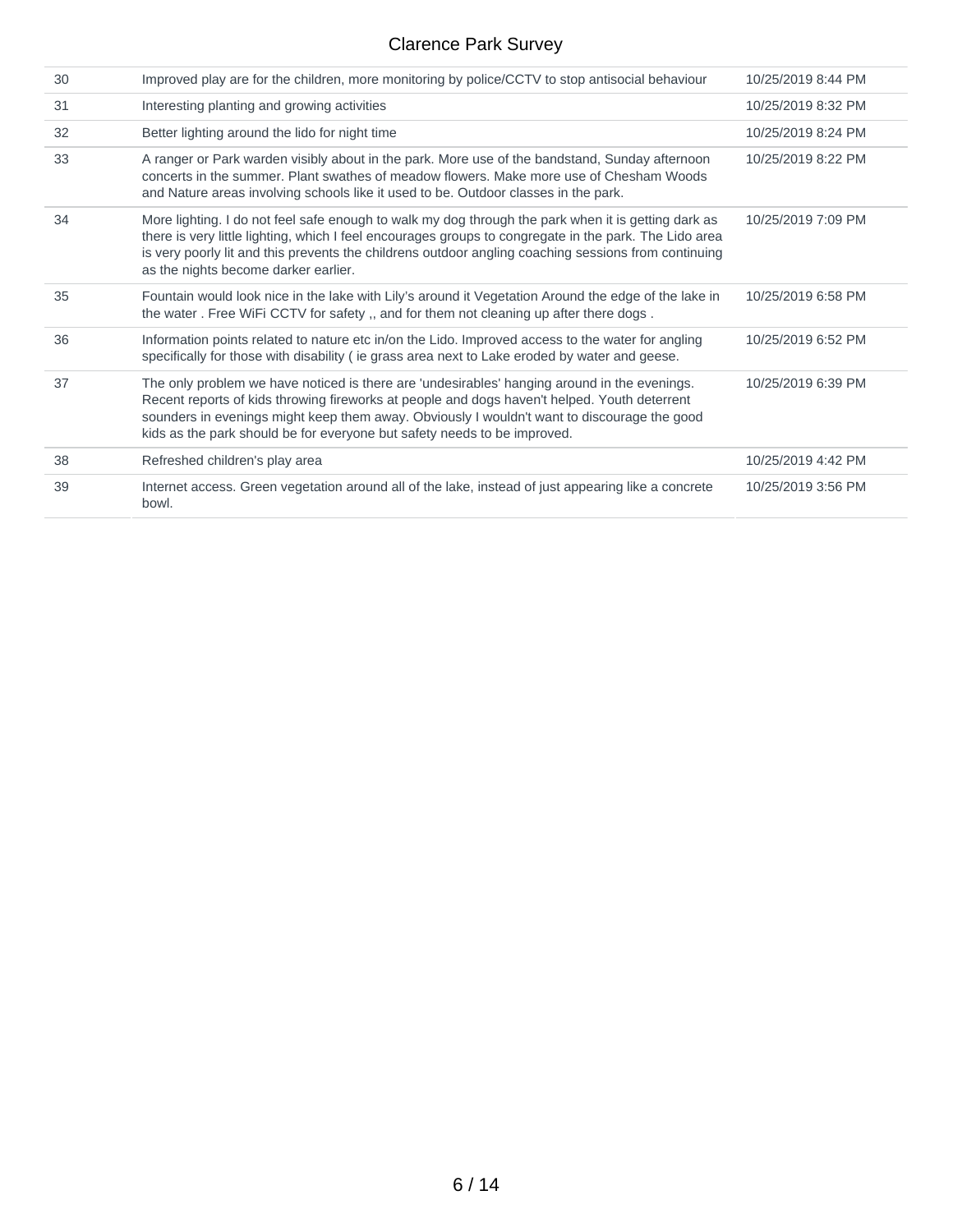| | | |
|---|---|---|
| 30 | Improved play are for the children, more monitoring by police/CCTV to stop antisocial behaviour | 10/25/2019 8:44 PM |
| 31 | Interesting planting and growing activities | 10/25/2019 8:32 PM |
| 32 | Better lighting around the lido for night time | 10/25/2019 8:24 PM |
| 33 | A ranger or Park warden visibly about in the park. More use of the bandstand, Sunday afternoon concerts in the summer. Plant swathes of meadow flowers. Make more use of Chesham Woods and Nature areas involving schools like it used to be. Outdoor classes in the park. | 10/25/2019 8:22 PM |
| 34 | More lighting. I do not feel safe enough to walk my dog through the park when it is getting dark as there is very little lighting, which I feel encourages groups to congregate in the park. The Lido area is very poorly lit and this prevents the childrens outdoor angling coaching sessions from continuing as the nights become darker earlier. | 10/25/2019 7:09 PM |
| 35 | Fountain would look nice in the lake with Lily's around it Vegetation Around the edge of the lake in the water . Free WiFi CCTV for safety ,, and for them not cleaning up after there dogs . | 10/25/2019 6:58 PM |
| 36 | Information points related to nature etc in/on the Lido. Improved access to the water for angling specifically for those with disability ( ie grass area next to Lake eroded by water and geese. | 10/25/2019 6:52 PM |
| 37 | The only problem we have noticed is there are 'undesirables' hanging around in the evenings. Recent reports of kids throwing fireworks at people and dogs haven't helped. Youth deterrent sounders in evenings might keep them away. Obviously I wouldn't want to discourage the good kids as the park should be for everyone but safety needs to be improved. | 10/25/2019 6:39 PM |
| 38 | Refreshed children's play area | 10/25/2019 4:42 PM |
| 39 | Internet access. Green vegetation around all of the lake, instead of just appearing like a concrete bowl. | 10/25/2019 3:56 PM |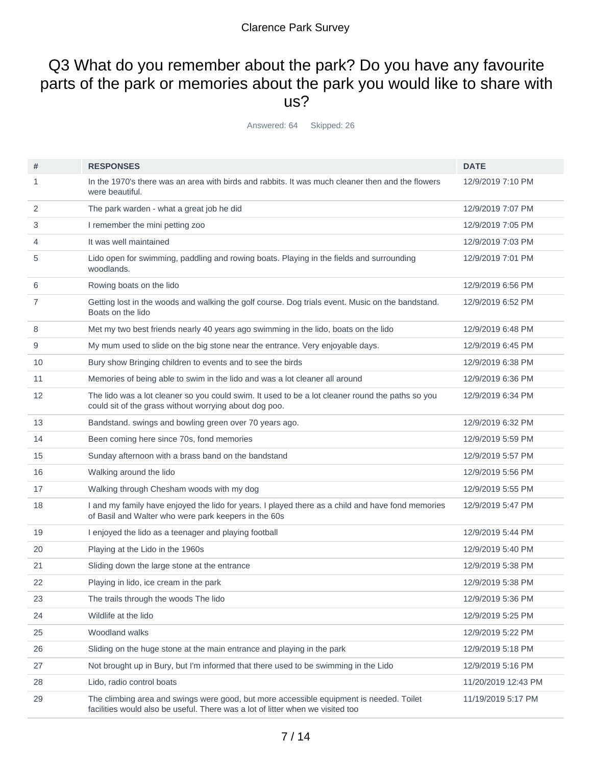# Q3 What do you remember about the park? Do you have any favourite parts of the park or memories about the park you would like to share with us?

Answered: 64 Skipped: 26

| # | RESPONSES | DATE |
|---|---|---|
| 1 | In the 1970's there was an area with birds and rabbits. It was much cleaner then and the flowers were beautiful. | 12/9/2019 7:10 PM |
| 2 | The park warden - what a great job he did | 12/9/2019 7:07 PM |
| 3 | I remember the mini petting zoo | 12/9/2019 7:05 PM |
| 4 | It was well maintained | 12/9/2019 7:03 PM |
| 5 | Lido open for swimming, paddling and rowing boats. Playing in the fields and surrounding woodlands. | 12/9/2019 7:01 PM |
| 6 | Rowing boats on the lido | 12/9/2019 6:56 PM |
| 7 | Getting lost in the woods and walking the golf course. Dog trials event. Music on the bandstand. Boats on the lido | 12/9/2019 6:52 PM |
| 8 | Met my two best friends nearly 40 years ago swimming in the lido, boats on the lido | 12/9/2019 6:48 PM |
| 9 | My mum used to slide on the big stone near the entrance. Very enjoyable days. | 12/9/2019 6:45 PM |
| 10 | Bury show Bringing children to events and to see the birds | 12/9/2019 6:38 PM |
| 11 | Memories of being able to swim in the lido and was a lot cleaner all around | 12/9/2019 6:36 PM |
| 12 | The lido was a lot cleaner so you could swim. It used to be a lot cleaner round the paths so you could sit of the grass without worrying about dog poo. | 12/9/2019 6:34 PM |
| 13 | Bandstand. swings and bowling green over 70 years ago. | 12/9/2019 6:32 PM |
| 14 | Been coming here since 70s, fond memories | 12/9/2019 5:59 PM |
| 15 | Sunday afternoon with a brass band on the bandstand | 12/9/2019 5:57 PM |
| 16 | Walking around the lido | 12/9/2019 5:56 PM |
| 17 | Walking through Chesham woods with my dog | 12/9/2019 5:55 PM |
| 18 | I and my family have enjoyed the lido for years. I played there as a child and have fond memories of Basil and Walter who were park keepers in the 60s | 12/9/2019 5:47 PM |
| 19 | I enjoyed the lido as a teenager and playing football | 12/9/2019 5:44 PM |
| 20 | Playing at the Lido in the 1960s | 12/9/2019 5:40 PM |
| 21 | Sliding down the large stone at the entrance | 12/9/2019 5:38 PM |
| 22 | Playing in lido, ice cream in the park | 12/9/2019 5:38 PM |
| 23 | The trails through the woods The lido | 12/9/2019 5:36 PM |
| 24 | Wildlife at the lido | 12/9/2019 5:25 PM |
| 25 | Woodland walks | 12/9/2019 5:22 PM |
| 26 | Sliding on the huge stone at the main entrance and playing in the park | 12/9/2019 5:18 PM |
| 27 | Not brought up in Bury, but I'm informed that there used to be swimming in the Lido | 12/9/2019 5:16 PM |
| 28 | Lido, radio control boats | 11/20/2019 12:43 PM |
| 29 | The climbing area and swings were good, but more accessible equipment is needed. Toilet facilities would also be useful. There was a lot of litter when we visited too | 11/19/2019 5:17 PM |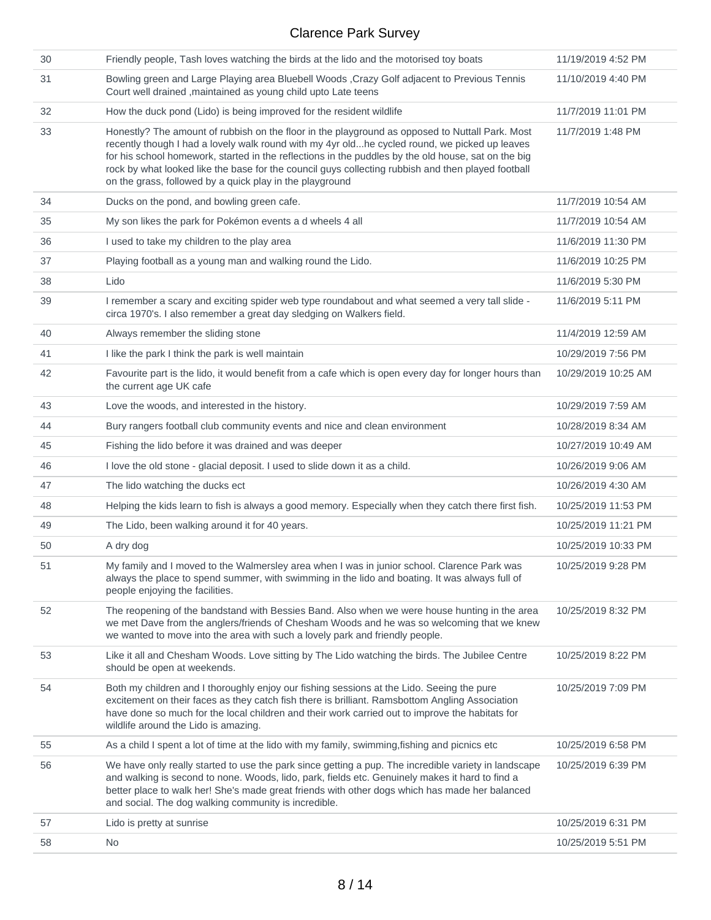| | | |
|---|---|---|
| 30 | Friendly people, Tash loves watching the birds at the lido and the motorised toy boats | 11/19/2019 4:52 PM |
| 31 | Bowling green and Large Playing area Bluebell Woods ,Crazy Golf adjacent to Previous Tennis Court well drained ,maintained as young child upto Late teens | 11/10/2019 4:40 PM |
| 32 | How the duck pond (Lido) is being improved for the resident wildlife | 11/7/2019 11:01 PM |
| 33 | Honestly? The amount of rubbish on the floor in the playground as opposed to Nuttall Park. Most recently though I had a lovely walk round with my 4yr old...he cycled round, we picked up leaves for his school homework, started in the reflections in the puddles by the old house, sat on the big rock by what looked like the base for the council guys collecting rubbish and then played football on the grass, followed by a quick play in the playground | 11/7/2019 1:48 PM |
| 34 | Ducks on the pond, and bowling green cafe. | 11/7/2019 10:54 AM |
| 35 | My son likes the park for Pokémon events a d wheels 4 all | 11/7/2019 10:54 AM |
| 36 | I used to take my children to the play area | 11/6/2019 11:30 PM |
| 37 | Playing football as a young man and walking round the Lido. | 11/6/2019 10:25 PM |
| 38 | Lido | 11/6/2019 5:30 PM |
| 39 | I remember a scary and exciting spider web type roundabout and what seemed a very tall slide - circa 1970's. I also remember a great day sledging on Walkers field. | 11/6/2019 5:11 PM |
| 40 | Always remember the sliding stone | 11/4/2019 12:59 AM |
| 41 | I like the park I think the park is well maintain | 10/29/2019 7:56 PM |
| 42 | Favourite part is the lido, it would benefit from a cafe which is open every day for longer hours than the current age UK cafe | 10/29/2019 10:25 AM |
| 43 | Love the woods, and interested in the history. | 10/29/2019 7:59 AM |
| 44 | Bury rangers football club community events and nice and clean environment | 10/28/2019 8:34 AM |
| 45 | Fishing the lido before it was drained and was deeper | 10/27/2019 10:49 AM |
| 46 | I love the old stone - glacial deposit. I used to slide down it as a child. | 10/26/2019 9:06 AM |
| 47 | The lido watching the ducks ect | 10/26/2019 4:30 AM |
| 48 | Helping the kids learn to fish is always a good memory. Especially when they catch there first fish. | 10/25/2019 11:53 PM |
| 49 | The Lido, been walking around it for 40 years. | 10/25/2019 11:21 PM |
| 50 | A dry dog | 10/25/2019 10:33 PM |
| 51 | My family and I moved to the Walmersley area when I was in junior school. Clarence Park was always the place to spend summer, with swimming in the lido and boating. It was always full of people enjoying the facilities. | 10/25/2019 9:28 PM |
| 52 | The reopening of the bandstand with Bessies Band. Also when we were house hunting in the area we met Dave from the anglers/friends of Chesham Woods and he was so welcoming that we knew we wanted to move into the area with such a lovely park and friendly people. | 10/25/2019 8:32 PM |
| 53 | Like it all and Chesham Woods. Love sitting by The Lido watching the birds. The Jubilee Centre should be open at weekends. | 10/25/2019 8:22 PM |
| 54 | Both my children and I thoroughly enjoy our fishing sessions at the Lido. Seeing the pure excitement on their faces as they catch fish there is brilliant. Ramsbottom Angling Association have done so much for the local children and their work carried out to improve the habitats for wildlife around the Lido is amazing. | 10/25/2019 7:09 PM |
| 55 | As a child I spent a lot of time at the lido with my family, swimming,fishing and picnics etc | 10/25/2019 6:58 PM |
| 56 | We have only really started to use the park since getting a pup. The incredible variety in landscape and walking is second to none. Woods, lido, park, fields etc. Genuinely makes it hard to find a better place to walk her! She's made great friends with other dogs which has made her balanced and social. The dog walking community is incredible. | 10/25/2019 6:39 PM |
| 57 | Lido is pretty at sunrise | 10/25/2019 6:31 PM |
| 58 | No | 10/25/2019 5:51 PM |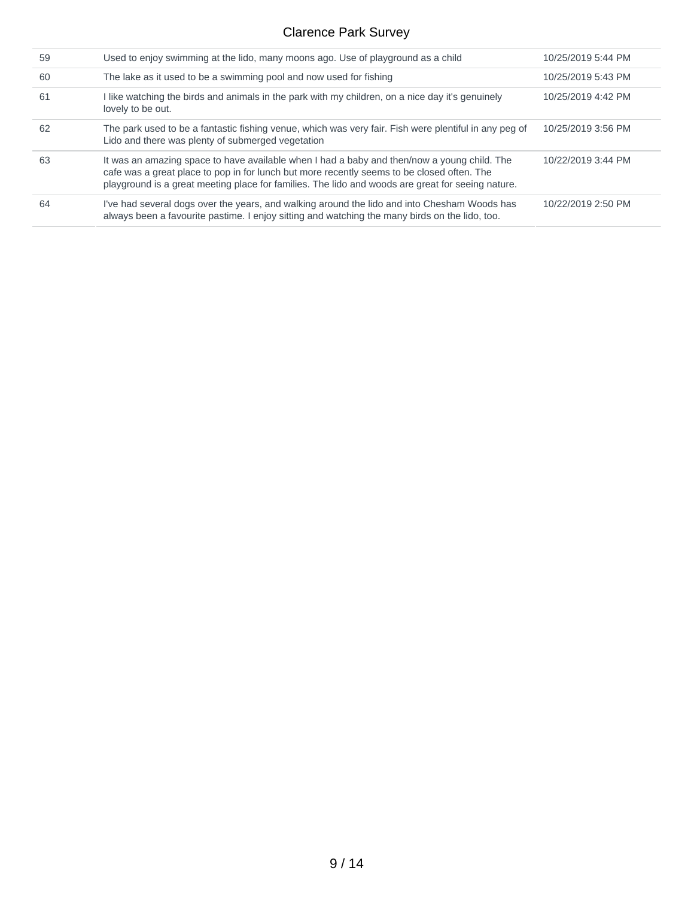| | | |
|---|---|---|
| 59 | Used to enjoy swimming at the lido, many moons ago. Use of playground as a child | 10/25/2019 5:44 PM |
| 60 | The lake as it used to be a swimming pool and now used for fishing | 10/25/2019 5:43 PM |
| 61 | I like watching the birds and animals in the park with my children, on a nice day it's genuinely lovely to be out. | 10/25/2019 4:42 PM |
| 62 | The park used to be a fantastic fishing venue, which was very fair. Fish were plentiful in any peg of Lido and there was plenty of submerged vegetation | 10/25/2019 3:56 PM |
| 63 | It was an amazing space to have available when I had a baby and then/now a young child. The cafe was a great place to pop in for lunch but more recently seems to be closed often. The playground is a great meeting place for families. The lido and woods are great for seeing nature. | 10/22/2019 3:44 PM |
| 64 | I've had several dogs over the years, and walking around the lido and into Chesham Woods has always been a favourite pastime. I enjoy sitting and watching the many birds on the lido, too. | 10/22/2019 2:50 PM |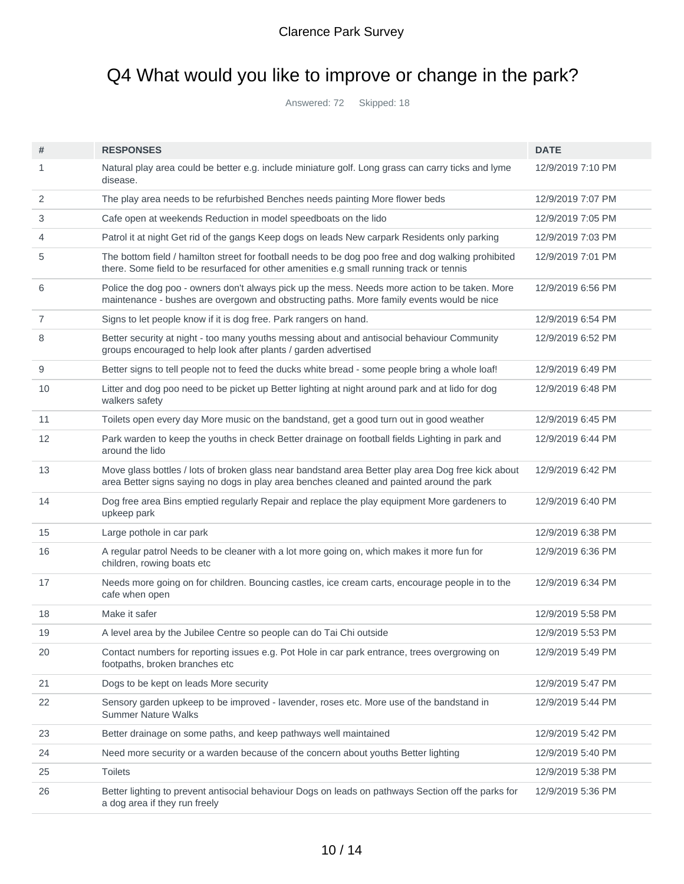Clarence Park Survey

# Q4 What would you like to improve or change in the park?

Answered: 72 Skipped: 18

| # | RESPONSES | DATE |
|---|---|---|
| 1 | Natural play area could be better e.g. include miniature golf. Long grass can carry ticks and lyme disease. | 12/9/2019 7:10 PM |
| 2 | The play area needs to be refurbished Benches needs painting More flower beds | 12/9/2019 7:07 PM |
| 3 | Cafe open at weekends Reduction in model speedboats on the lido | 12/9/2019 7:05 PM |
| 4 | Patrol it at night Get rid of the gangs Keep dogs on leads New carpark Residents only parking | 12/9/2019 7:03 PM |
| 5 | The bottom field / hamilton street for football needs to be dog poo free and dog walking prohibited there. Some field to be resurfaced for other amenities e.g small running track or tennis | 12/9/2019 7:01 PM |
| 6 | Police the dog poo - owners don't always pick up the mess. Needs more action to be taken. More maintenance - bushes are overgown and obstructing paths. More family events would be nice | 12/9/2019 6:56 PM |
| 7 | Signs to let people know if it is dog free. Park rangers on hand. | 12/9/2019 6:54 PM |
| 8 | Better security at night - too many youths messing about and antisocial behaviour Community groups encouraged to help look after plants / garden advertised | 12/9/2019 6:52 PM |
| 9 | Better signs to tell people not to feed the ducks white bread - some people bring a whole loaf! | 12/9/2019 6:49 PM |
| 10 | Litter and dog poo need to be picket up Better lighting at night around park and at lido for dog walkers safety | 12/9/2019 6:48 PM |
| 11 | Toilets open every day More music on the bandstand, get a good turn out in good weather | 12/9/2019 6:45 PM |
| 12 | Park warden to keep the youths in check Better drainage on football fields Lighting in park and around the lido | 12/9/2019 6:44 PM |
| 13 | Move glass bottles / lots of broken glass near bandstand area Better play area Dog free kick about area Better signs saying no dogs in play area benches cleaned and painted around the park | 12/9/2019 6:42 PM |
| 14 | Dog free area Bins emptied regularly Repair and replace the play equipment More gardeners to upkeep park | 12/9/2019 6:40 PM |
| 15 | Large pothole in car park | 12/9/2019 6:38 PM |
| 16 | A regular patrol Needs to be cleaner with a lot more going on, which makes it more fun for children, rowing boats etc | 12/9/2019 6:36 PM |
| 17 | Needs more going on for children. Bouncing castles, ice cream carts, encourage people in to the cafe when open | 12/9/2019 6:34 PM |
| 18 | Make it safer | 12/9/2019 5:58 PM |
| 19 | A level area by the Jubilee Centre so people can do Tai Chi outside | 12/9/2019 5:53 PM |
| 20 | Contact numbers for reporting issues e.g. Pot Hole in car park entrance, trees overgrowing on footpaths, broken branches etc | 12/9/2019 5:49 PM |
| 21 | Dogs to be kept on leads More security | 12/9/2019 5:47 PM |
| 22 | Sensory garden upkeep to be improved - lavender, roses etc. More use of the bandstand in Summer Nature Walks | 12/9/2019 5:44 PM |
| 23 | Better drainage on some paths, and keep pathways well maintained | 12/9/2019 5:42 PM |
| 24 | Need more security or a warden because of the concern about youths Better lighting | 12/9/2019 5:40 PM |
| 25 | Toilets | 12/9/2019 5:38 PM |
| 26 | Better lighting to prevent antisocial behaviour Dogs on leads on pathways Section off the parks for a dog area if they run freely | 12/9/2019 5:36 PM |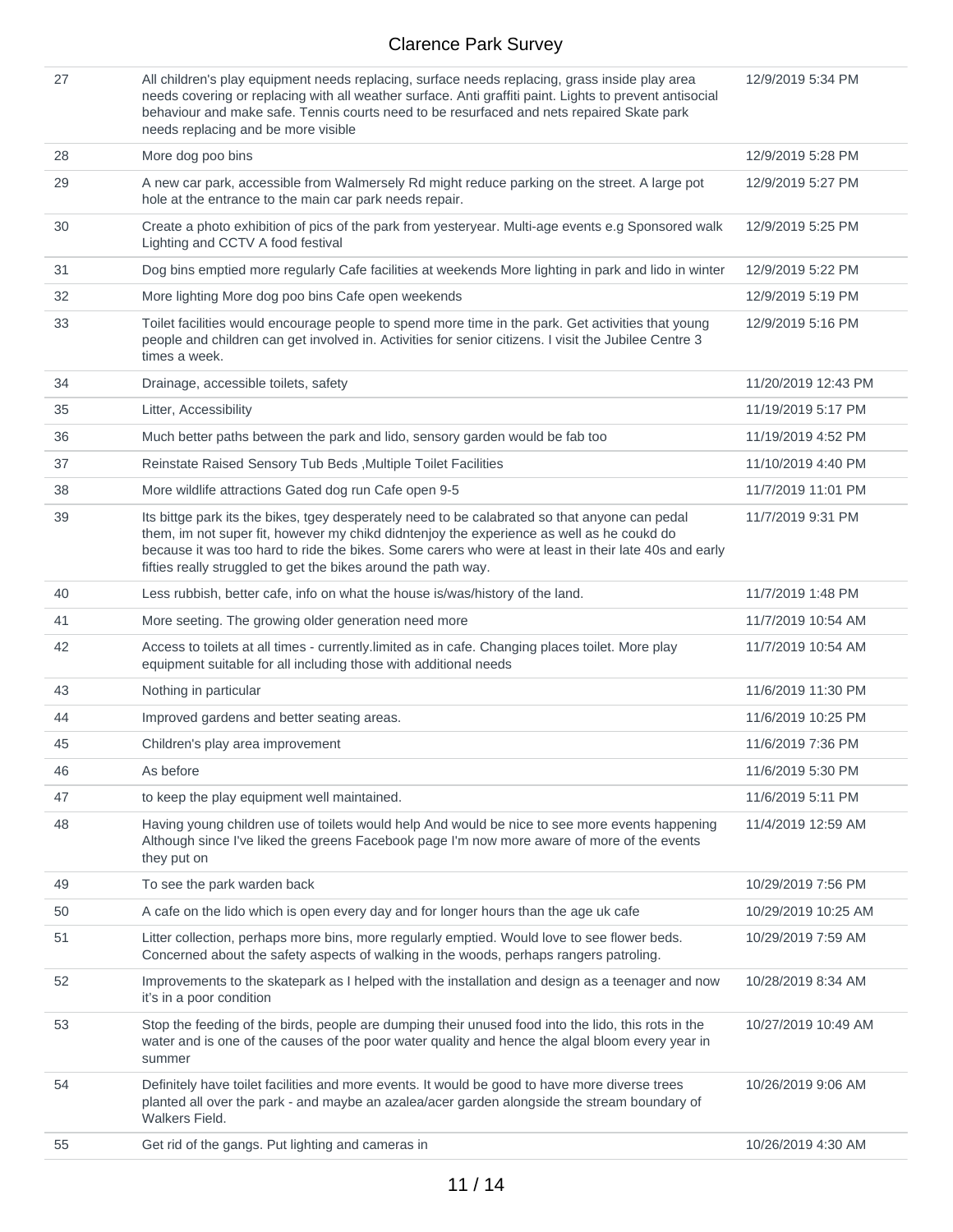| | | |
|---|---|---|
| 27 | All children's play equipment needs replacing, surface needs replacing, grass inside play area needs covering or replacing with all weather surface. Anti graffiti paint. Lights to prevent antisocial behaviour and make safe. Tennis courts need to be resurfaced and nets repaired Skate park needs replacing and be more visible | 12/9/2019 5:34 PM |
| 28 | More dog poo bins | 12/9/2019 5:28 PM |
| 29 | A new car park, accessible from Walmersely Rd might reduce parking on the street. A large pot hole at the entrance to the main car park needs repair. | 12/9/2019 5:27 PM |
| 30 | Create a photo exhibition of pics of the park from yesteryear. Multi-age events e.g Sponsored walk Lighting and CCTV A food festival | 12/9/2019 5:25 PM |
| 31 | Dog bins emptied more regularly Cafe facilities at weekends More lighting in park and lido in winter | 12/9/2019 5:22 PM |
| 32 | More lighting More dog poo bins Cafe open weekends | 12/9/2019 5:19 PM |
| 33 | Toilet facilities would encourage people to spend more time in the park. Get activities that young people and children can get involved in. Activities for senior citizens. I visit the Jubilee Centre 3 times a week. | 12/9/2019 5:16 PM |
| 34 | Drainage, accessible toilets, safety | 11/20/2019 12:43 PM |
| 35 | Litter, Accessibility | 11/19/2019 5:17 PM |
| 36 | Much better paths between the park and lido, sensory garden would be fab too | 11/19/2019 4:52 PM |
| 37 | Reinstate Raised Sensory Tub Beds ,Multiple Toilet Facilities | 11/10/2019 4:40 PM |
| 38 | More wildlife attractions Gated dog run Cafe open 9-5 | 11/7/2019 11:01 PM |
| 39 | Its bittge park its the bikes, tgey desperately need to be calabrated so that anyone can pedal them, im not super fit, however my chikd didntenjoy the experience as well as he coukd do because it was too hard to ride the bikes. Some carers who were at least in their late 40s and early fifties really struggled to get the bikes around the path way. | 11/7/2019 9:31 PM |
| 40 | Less rubbish, better cafe, info on what the house is/was/history of the land. | 11/7/2019 1:48 PM |
| 41 | More seeting. The growing older generation need more | 11/7/2019 10:54 AM |
| 42 | Access to toilets at all times - currently.limited as in cafe. Changing places toilet. More play equipment suitable for all including those with additional needs | 11/7/2019 10:54 AM |
| 43 | Nothing in particular | 11/6/2019 11:30 PM |
| 44 | Improved gardens and better seating areas. | 11/6/2019 10:25 PM |
| 45 | Children's play area improvement | 11/6/2019 7:36 PM |
| 46 | As before | 11/6/2019 5:30 PM |
| 47 | to keep the play equipment well maintained. | 11/6/2019 5:11 PM |
| 48 | Having young children use of toilets would help And would be nice to see more events happening Although since I've liked the greens Facebook page I'm now more aware of more of the events they put on | 11/4/2019 12:59 AM |
| 49 | To see the park warden back | 10/29/2019 7:56 PM |
| 50 | A cafe on the lido which is open every day and for longer hours than the age uk cafe | 10/29/2019 10:25 AM |
| 51 | Litter collection, perhaps more bins, more regularly emptied. Would love to see flower beds. Concerned about the safety aspects of walking in the woods, perhaps rangers patroling. | 10/29/2019 7:59 AM |
| 52 | Improvements to the skatepark as I helped with the installation and design as a teenager and now it's in a poor condition | 10/28/2019 8:34 AM |
| 53 | Stop the feeding of the birds, people are dumping their unused food into the lido, this rots in the water and is one of the causes of the poor water quality and hence the algal bloom every year in summer | 10/27/2019 10:49 AM |
| 54 | Definitely have toilet facilities and more events. It would be good to have more diverse trees planted all over the park - and maybe an azalea/acer garden alongside the stream boundary of Walkers Field. | 10/26/2019 9:06 AM |
| 55 | Get rid of the gangs. Put lighting and cameras in | 10/26/2019 4:30 AM |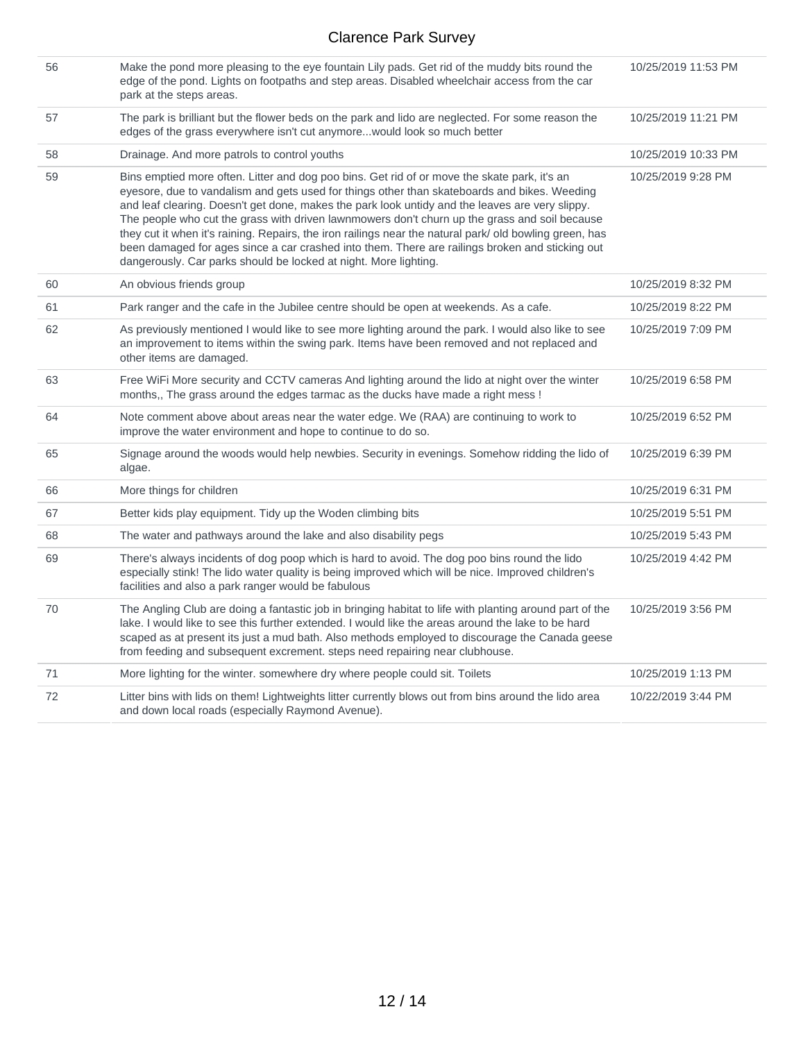| | | |
|---|---|---|
| 56 | Make the pond more pleasing to the eye fountain Lily pads. Get rid of the muddy bits round the edge of the pond. Lights on footpaths and step areas. Disabled wheelchair access from the car park at the steps areas. | 10/25/2019 11:53 PM |
| 57 | The park is brilliant but the flower beds on the park and lido are neglected. For some reason the edges of the grass everywhere isn't cut anymore...would look so much better | 10/25/2019 11:21 PM |
| 58 | Drainage. And more patrols to control youths | 10/25/2019 10:33 PM |
| 59 | Bins emptied more often. Litter and dog poo bins. Get rid of or move the skate park, it's an eyesore, due to vandalism and gets used for things other than skateboards and bikes. Weeding and leaf clearing. Doesn't get done, makes the park look untidy and the leaves are very slippy. The people who cut the grass with driven lawnmowers don't churn up the grass and soil because they cut it when it's raining. Repairs, the iron railings near the natural park/ old bowling green, has been damaged for ages since a car crashed into them. There are railings broken and sticking out dangerously. Car parks should be locked at night. More lighting. | 10/25/2019 9:28 PM |
| 60 | An obvious friends group | 10/25/2019 8:32 PM |
| 61 | Park ranger and the cafe in the Jubilee centre should be open at weekends. As a cafe. | 10/25/2019 8:22 PM |
| 62 | As previously mentioned I would like to see more lighting around the park. I would also like to see an improvement to items within the swing park. Items have been removed and not replaced and other items are damaged. | 10/25/2019 7:09 PM |
| 63 | Free WiFi More security and CCTV cameras And lighting around the lido at night over the winter months,, The grass around the edges tarmac as the ducks have made a right mess ! | 10/25/2019 6:58 PM |
| 64 | Note comment above about areas near the water edge. We (RAA) are continuing to work to improve the water environment and hope to continue to do so. | 10/25/2019 6:52 PM |
| 65 | Signage around the woods would help newbies. Security in evenings. Somehow ridding the lido of algae. | 10/25/2019 6:39 PM |
| 66 | More things for children | 10/25/2019 6:31 PM |
| 67 | Better kids play equipment. Tidy up the Woden climbing bits | 10/25/2019 5:51 PM |
| 68 | The water and pathways around the lake and also disability pegs | 10/25/2019 5:43 PM |
| 69 | There's always incidents of dog poop which is hard to avoid. The dog poo bins round the lido especially stink! The lido water quality is being improved which will be nice. Improved children's facilities and also a park ranger would be fabulous | 10/25/2019 4:42 PM |
| 70 | The Angling Club are doing a fantastic job in bringing habitat to life with planting around part of the lake. I would like to see this further extended. I would like the areas around the lake to be hard scaped as at present its just a mud bath. Also methods employed to discourage the Canada geese from feeding and subsequent excrement. steps need repairing near clubhouse. | 10/25/2019 3:56 PM |
| 71 | More lighting for the winter. somewhere dry where people could sit. Toilets | 10/25/2019 1:13 PM |
| 72 | Litter bins with lids on them! Lightweights litter currently blows out from bins around the lido area and down local roads (especially Raymond Avenue). | 10/22/2019 3:44 PM |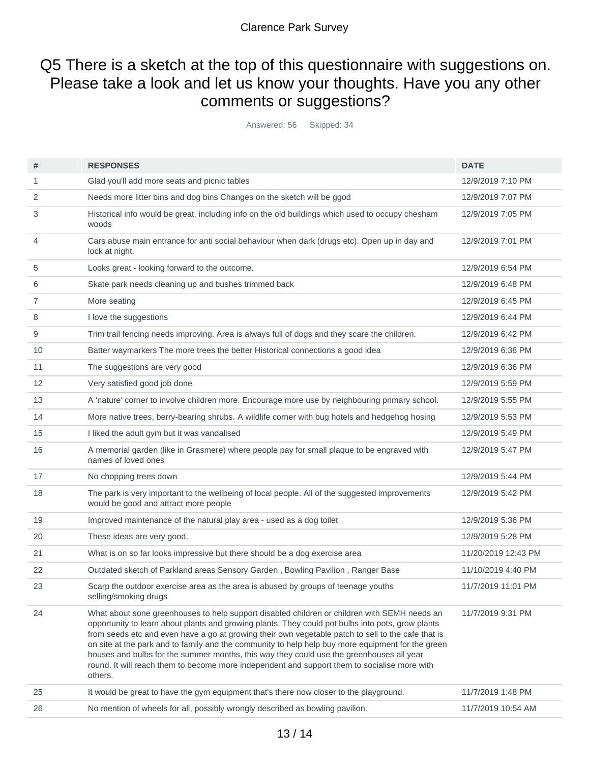# Q5 There is a sketch at the top of this questionnaire with suggestions on. Please take a look and let us know your thoughts. Have you any other comments or suggestions?

Answered: 56 Skipped: 34

| # | RESPONSES | DATE |
|---|---|---|
| 1 | Glad you'll add more seats and picnic tables | 12/9/2019 7:10 PM |
| 2 | Needs more litter bins and dog bins Changes on the sketch will be ggod | 12/9/2019 7:07 PM |
| 3 | Historical info would be great, including info on the old buildings which used to occupy chesham woods | 12/9/2019 7:05 PM |
| 4 | Cars abuse main entrance for anti social behaviour when dark (drugs etc). Open up in day and lock at night. | 12/9/2019 7:01 PM |
| 5 | Looks great - looking forward to the outcome. | 12/9/2019 6:54 PM |
| 6 | Skate park needs cleaning up and bushes trimmed back | 12/9/2019 6:48 PM |
| 7 | More seating | 12/9/2019 6:45 PM |
| 8 | I love the suggestions | 12/9/2019 6:44 PM |
| 9 | Trim trail fencing needs improving. Area is always full of dogs and they scare the children. | 12/9/2019 6:42 PM |
| 10 | Batter waymarkers The more trees the better Historical connections a good idea | 12/9/2019 6:38 PM |
| 11 | The suggestions are very good | 12/9/2019 6:36 PM |
| 12 | Very satisfied good job done | 12/9/2019 5:59 PM |
| 13 | A 'nature' corner to involve children more. Encourage more use by neighbouring primary school. | 12/9/2019 5:55 PM |
| 14 | More native trees, berry-bearing shrubs. A wildlife corner with bug hotels and hedgehog hosing | 12/9/2019 5:53 PM |
| 15 | I liked the adult gym but it was vandalised | 12/9/2019 5:49 PM |
| 16 | A memorial garden (like in Grasmere) where people pay for small plaque to be engraved with names of loved ones | 12/9/2019 5:47 PM |
| 17 | No chopping trees down | 12/9/2019 5:44 PM |
| 18 | The park is very important to the wellbeing of local people. All of the suggested improvements would be good and attract more people | 12/9/2019 5:42 PM |
| 19 | Improved maintenance of the natural play area - used as a dog toilet | 12/9/2019 5:36 PM |
| 20 | These ideas are very good. | 12/9/2019 5:28 PM |
| 21 | What is on so far looks impressive but there should be a dog exercise area | 11/20/2019 12:43 PM |
| 22 | Outdated sketch of Parkland areas Sensory Garden , Bowling Pavilion , Ranger Base | 11/10/2019 4:40 PM |
| 23 | Scarp the outdoor exercise area as the area is abused by groups of teenage youths selling/smoking drugs | 11/7/2019 11:01 PM |
| 24 | What about sone greenhouses to help support disabled children or children with SEMH needs an opportunity to learn about plants and growing plants. They could pot bulbs into pots, grow plants from seeds etc and even have a go at growing their own vegetable patch to sell to the cafe that is on site at the park and to family and the community to help help buy more equipment for the green houses and bulbs for the summer months, this way they could use the greenhouses all year round. It will reach them to become more independent and support them to socialise more with others. | 11/7/2019 9:31 PM |
| 25 | It would be great to have the gym equipment that's there now closer to the playground. | 11/7/2019 1:48 PM |
| 26 | No mention of wheels for all, possibly wrongly described as bowling pavilion. | 11/7/2019 10:54 AM |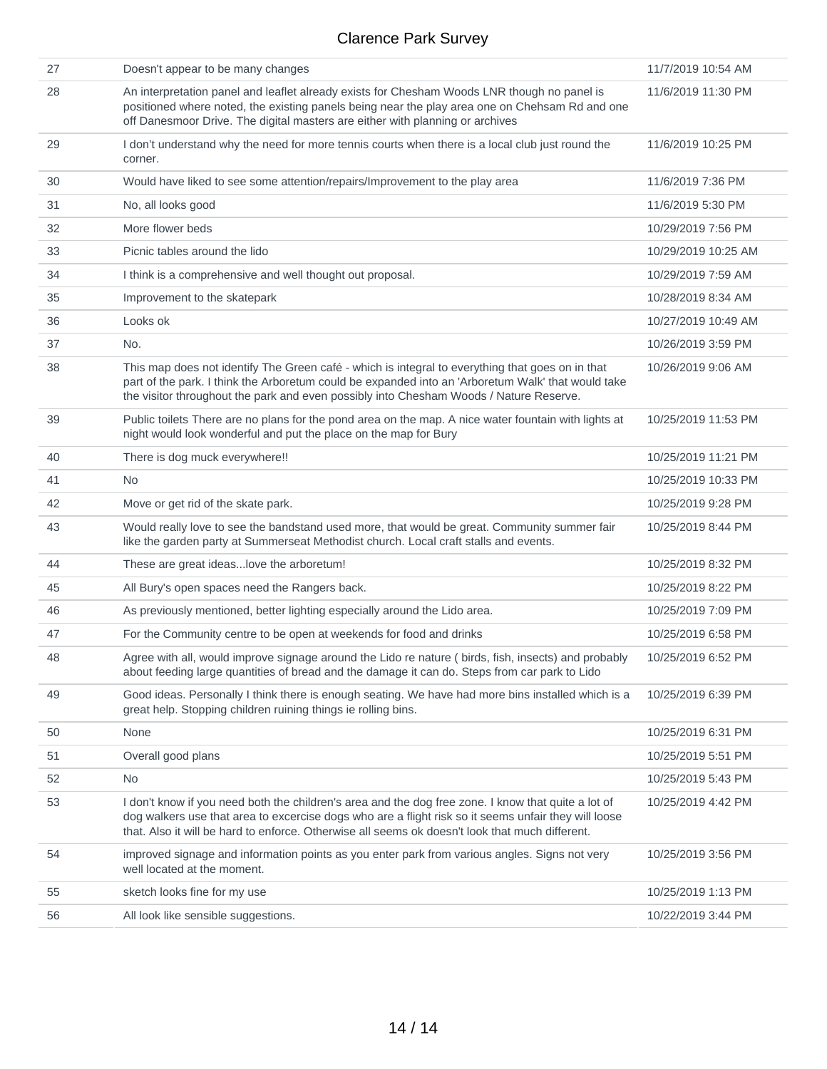| | | |
|---|---|---|
| 27 | Doesn't appear to be many changes | 11/7/2019 10:54 AM |
| 28 | An interpretation panel and leaflet already exists for Chesham Woods LNR though no panel is positioned where noted, the existing panels being near the play area one on Chehsam Rd and one off Danesmoor Drive. The digital masters are either with planning or archives | 11/6/2019 11:30 PM |
| 29 | I don't understand why the need for more tennis courts when there is a local club just round the corner. | 11/6/2019 10:25 PM |
| 30 | Would have liked to see some attention/repairs/Improvement to the play area | 11/6/2019 7:36 PM |
| 31 | No, all looks good | 11/6/2019 5:30 PM |
| 32 | More flower beds | 10/29/2019 7:56 PM |
| 33 | Picnic tables around the lido | 10/29/2019 10:25 AM |
| 34 | I think is a comprehensive and well thought out proposal. | 10/29/2019 7:59 AM |
| 35 | Improvement to the skatepark | 10/28/2019 8:34 AM |
| 36 | Looks ok | 10/27/2019 10:49 AM |
| 37 | No. | 10/26/2019 3:59 PM |
| 38 | This map does not identify The Green café - which is integral to everything that goes on in that part of the park. I think the Arboretum could be expanded into an 'Arboretum Walk' that would take the visitor throughout the park and even possibly into Chesham Woods / Nature Reserve. | 10/26/2019 9:06 AM |
| 39 | Public toilets There are no plans for the pond area on the map. A nice water fountain with lights at night would look wonderful and put the place on the map for Bury | 10/25/2019 11:53 PM |
| 40 | There is dog muck everywhere!! | 10/25/2019 11:21 PM |
| 41 | No | 10/25/2019 10:33 PM |
| 42 | Move or get rid of the skate park. | 10/25/2019 9:28 PM |
| 43 | Would really love to see the bandstand used more, that would be great. Community summer fair like the garden party at Summerseat Methodist church. Local craft stalls and events. | 10/25/2019 8:44 PM |
| 44 | These are great ideas...love the arboretum! | 10/25/2019 8:32 PM |
| 45 | All Bury's open spaces need the Rangers back. | 10/25/2019 8:22 PM |
| 46 | As previously mentioned, better lighting especially around the Lido area. | 10/25/2019 7:09 PM |
| 47 | For the Community centre to be open at weekends for food and drinks | 10/25/2019 6:58 PM |
| 48 | Agree with all, would improve signage around the Lido re nature ( birds, fish, insects) and probably about feeding large quantities of bread and the damage it can do. Steps from car park to Lido | 10/25/2019 6:52 PM |
| 49 | Good ideas. Personally I think there is enough seating. We have had more bins installed which is a great help. Stopping children ruining things ie rolling bins. | 10/25/2019 6:39 PM |
| 50 | None | 10/25/2019 6:31 PM |
| 51 | Overall good plans | 10/25/2019 5:51 PM |
| 52 | No | 10/25/2019 5:43 PM |
| 53 | I don't know if you need both the children's area and the dog free zone. I know that quite a lot of dog walkers use that area to excercise dogs who are a flight risk so it seems unfair they will loose that. Also it will be hard to enforce. Otherwise all seems ok doesn't look that much different. | 10/25/2019 4:42 PM |
| 54 | improved signage and information points as you enter park from various angles. Signs not very well located at the moment. | 10/25/2019 3:56 PM |
| 55 | sketch looks fine for my use | 10/25/2019 1:13 PM |
| 56 | All look like sensible suggestions. | 10/22/2019 3:44 PM |